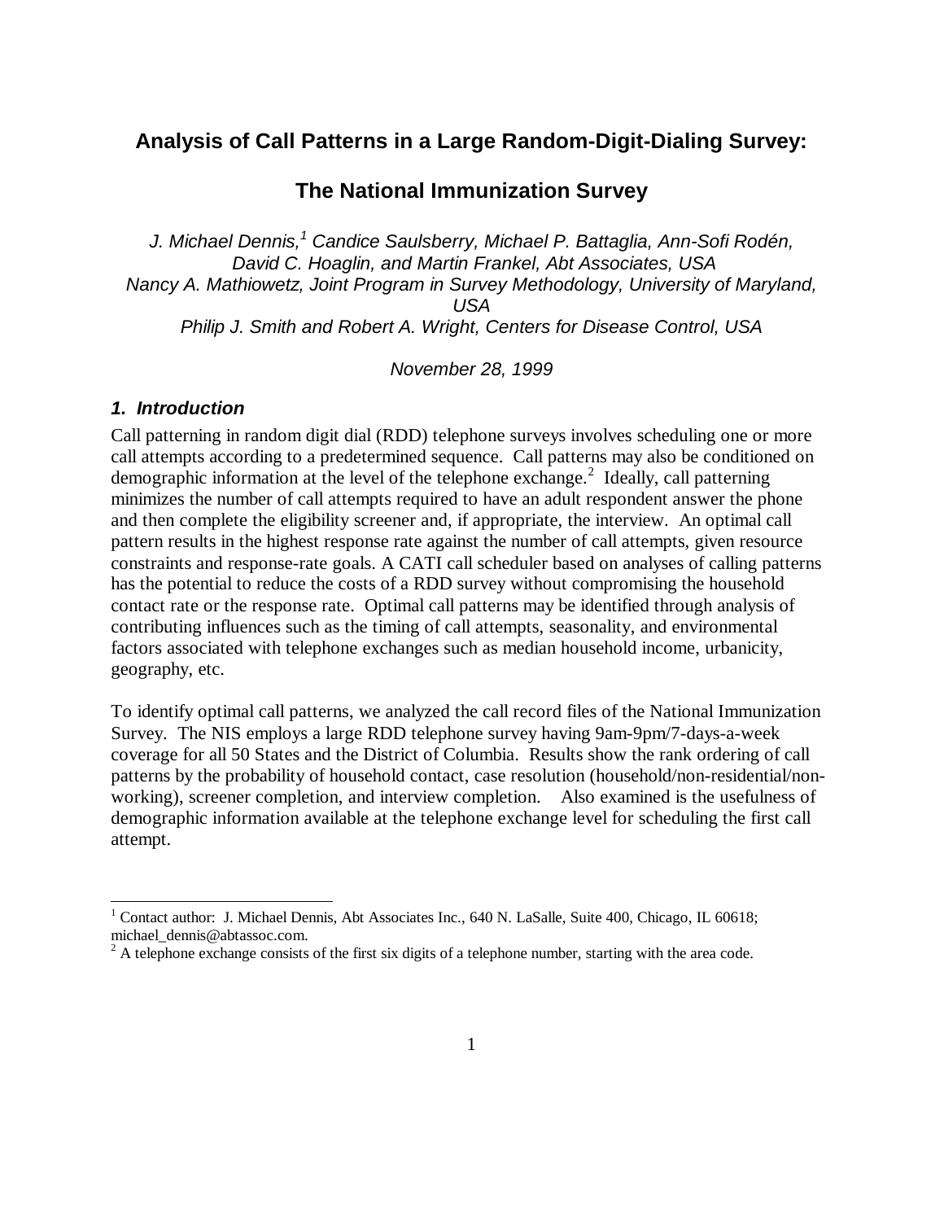# Analysis of Call Patterns in a Large Random-Digit-Dialing Survey:

# The National Immunization Survey

*J. Michael Dennis,[1] Candice Saulsberry, Michael P. Battaglia, Ann-Sofi Rodén, David C. Hoaglin, and Martin Frankel, Abt Associates, USA*
*Nancy A. Mathiowetz, Joint Program in Survey Methodology, University of Maryland, USA*
*Philip J. Smith and Robert A. Wright, Centers for Disease Control, USA*

*November 28, 1999*

### *1. Introduction*

Call patterning in random digit dial (RDD) telephone surveys involves scheduling one or more call attempts according to a predetermined sequence. Call patterns may also be conditioned on demographic information at the level of the telephone exchange.[2] Ideally, call patterning minimizes the number of call attempts required to have an adult respondent answer the phone and then complete the eligibility screener and, if appropriate, the interview. An optimal call pattern results in the highest response rate against the number of call attempts, given resource constraints and response-rate goals. A CATI call scheduler based on analyses of calling patterns has the potential to reduce the costs of a RDD survey without compromising the household contact rate or the response rate. Optimal call patterns may be identified through analysis of contributing influences such as the timing of call attempts, seasonality, and environmental factors associated with telephone exchanges such as median household income, urbanicity, geography, etc.

To identify optimal call patterns, we analyzed the call record files of the National Immunization Survey. The NIS employs a large RDD telephone survey having 9am-9pm/7-days-a-week coverage for all 50 States and the District of Columbia. Results show the rank ordering of call patterns by the probability of household contact, case resolution (household/non-residential/non-working), screener completion, and interview completion. Also examined is the usefulness of demographic information available at the telephone exchange level for scheduling the first call attempt.

---

[1] Contact author: J. Michael Dennis, Abt Associates Inc., 640 N. LaSalle, Suite 400, Chicago, IL 60618; michael_dennis@abtassoc.com.

[2] A telephone exchange consists of the first six digits of a telephone number, starting with the area code.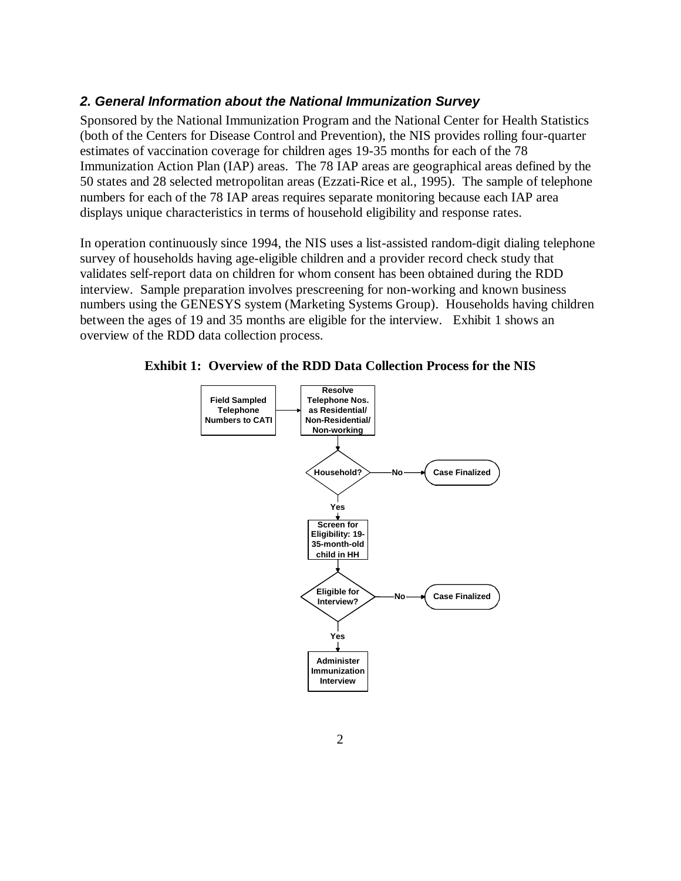## *2. General Information about the National Immunization Survey*

Sponsored by the National Immunization Program and the National Center for Health Statistics (both of the Centers for Disease Control and Prevention), the NIS provides rolling four-quarter estimates of vaccination coverage for children ages 19-35 months for each of the 78 Immunization Action Plan (IAP) areas. The 78 IAP areas are geographical areas defined by the 50 states and 28 selected metropolitan areas (Ezzati-Rice et al., 1995). The sample of telephone numbers for each of the 78 IAP areas requires separate monitoring because each IAP area displays unique characteristics in terms of household eligibility and response rates.

In operation continuously since 1994, the NIS uses a list-assisted random-digit dialing telephone survey of households having age-eligible children and a provider record check study that validates self-report data on children for whom consent has been obtained during the RDD interview. Sample preparation involves prescreening for non-working and known business numbers using the GENESYS system (Marketing Systems Group). Households having children between the ages of 19 and 35 months are eligible for the interview. Exhibit 1 shows an overview of the RDD data collection process.

**Exhibit 1: Overview of the RDD Data Collection Process for the NIS**

- **Field Sampled Telephone Numbers to CATI** → **Resolve Telephone Nos. as Residential/ Non-Residential/ Non-working**
- **Household?**
  - No → **Case Finalized**
  - Yes → **Screen for Eligibility: 19-35-month-old child in HH**
- **Eligible for Interview?**
  - No → **Case Finalized**
  - Yes → **Administer Immunization Interview**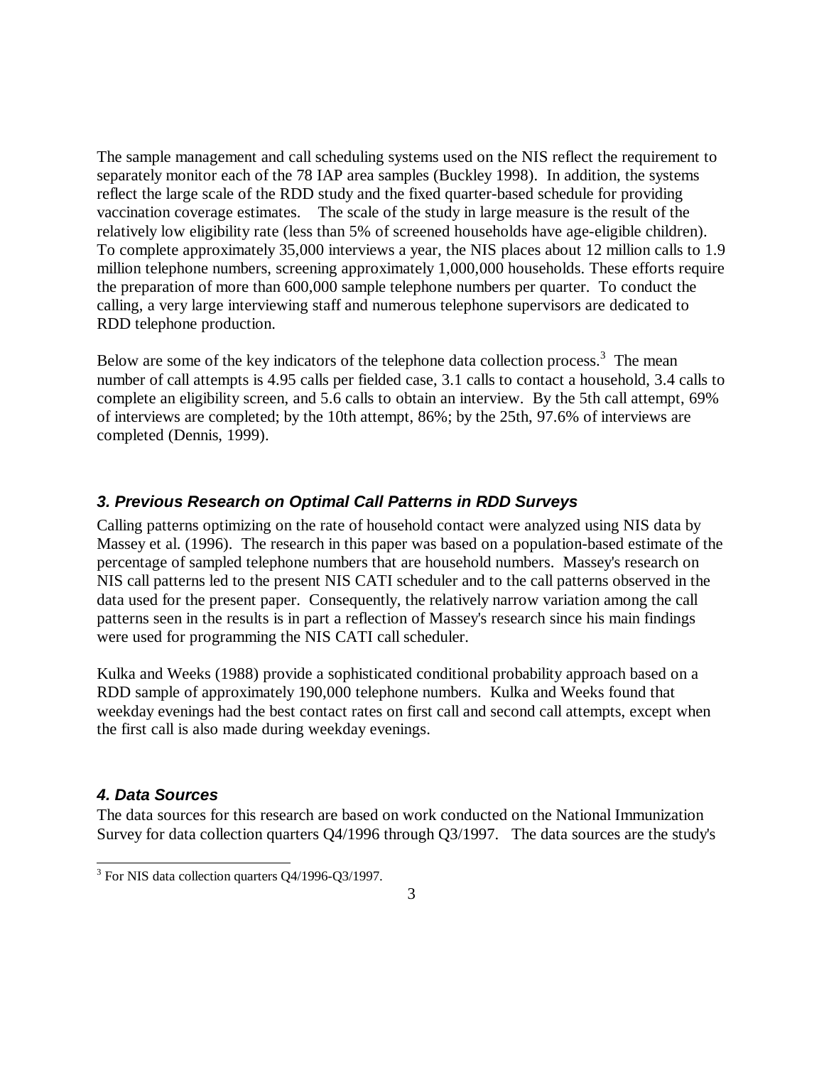The sample management and call scheduling systems used on the NIS reflect the requirement to separately monitor each of the 78 IAP area samples (Buckley 1998). In addition, the systems reflect the large scale of the RDD study and the fixed quarter-based schedule for providing vaccination coverage estimates. The scale of the study in large measure is the result of the relatively low eligibility rate (less than 5% of screened households have age-eligible children). To complete approximately 35,000 interviews a year, the NIS places about 12 million calls to 1.9 million telephone numbers, screening approximately 1,000,000 households. These efforts require the preparation of more than 600,000 sample telephone numbers per quarter. To conduct the calling, a very large interviewing staff and numerous telephone supervisors are dedicated to RDD telephone production.

Below are some of the key indicators of the telephone data collection process.[3] The mean number of call attempts is 4.95 calls per fielded case, 3.1 calls to contact a household, 3.4 calls to complete an eligibility screen, and 5.6 calls to obtain an interview. By the 5th call attempt, 69% of interviews are completed; by the 10th attempt, 86%; by the 25th, 97.6% of interviews are completed (Dennis, 1999).

### *3. Previous Research on Optimal Call Patterns in RDD Surveys*

Calling patterns optimizing on the rate of household contact were analyzed using NIS data by Massey et al. (1996). The research in this paper was based on a population-based estimate of the percentage of sampled telephone numbers that are household numbers. Massey's research on NIS call patterns led to the present NIS CATI scheduler and to the call patterns observed in the data used for the present paper. Consequently, the relatively narrow variation among the call patterns seen in the results is in part a reflection of Massey's research since his main findings were used for programming the NIS CATI call scheduler.

Kulka and Weeks (1988) provide a sophisticated conditional probability approach based on a RDD sample of approximately 190,000 telephone numbers. Kulka and Weeks found that weekday evenings had the best contact rates on first call and second call attempts, except when the first call is also made during weekday evenings.

### *4. Data Sources*

The data sources for this research are based on work conducted on the National Immunization Survey for data collection quarters Q4/1996 through Q3/1997. The data sources are the study's

[3] For NIS data collection quarters Q4/1996-Q3/1997.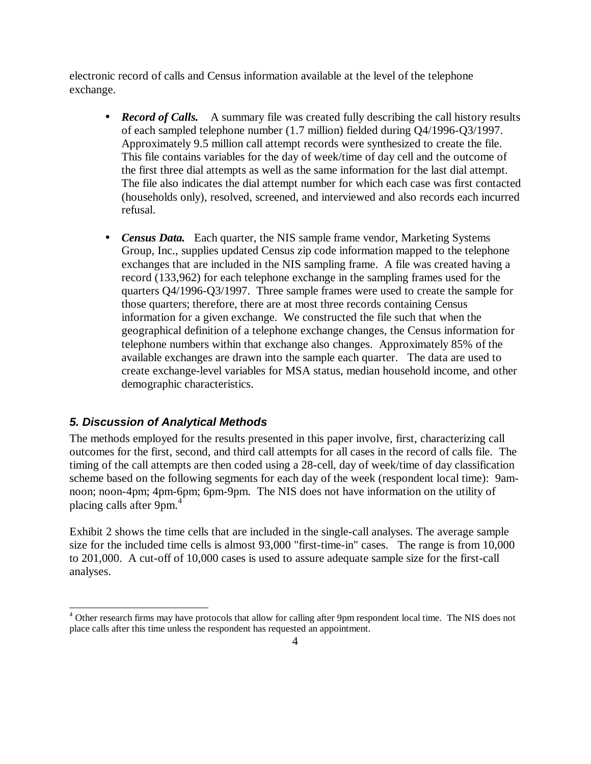electronic record of calls and Census information available at the level of the telephone exchange.

- ***Record of Calls.*** A summary file was created fully describing the call history results of each sampled telephone number (1.7 million) fielded during Q4/1996-Q3/1997. Approximately 9.5 million call attempt records were synthesized to create the file. This file contains variables for the day of week/time of day cell and the outcome of the first three dial attempts as well as the same information for the last dial attempt. The file also indicates the dial attempt number for which each case was first contacted (households only), resolved, screened, and interviewed and also records each incurred refusal.

- ***Census Data.*** Each quarter, the NIS sample frame vendor, Marketing Systems Group, Inc., supplies updated Census zip code information mapped to the telephone exchanges that are included in the NIS sampling frame. A file was created having a record (133,962) for each telephone exchange in the sampling frames used for the quarters Q4/1996-Q3/1997. Three sample frames were used to create the sample for those quarters; therefore, there are at most three records containing Census information for a given exchange. We constructed the file such that when the geographical definition of a telephone exchange changes, the Census information for telephone numbers within that exchange also changes. Approximately 85% of the available exchanges are drawn into the sample each quarter. The data are used to create exchange-level variables for MSA status, median household income, and other demographic characteristics.

### *5. Discussion of Analytical Methods*

The methods employed for the results presented in this paper involve, first, characterizing call outcomes for the first, second, and third call attempts for all cases in the record of calls file. The timing of the call attempts are then coded using a 28-cell, day of week/time of day classification scheme based on the following segments for each day of the week (respondent local time): 9am-noon; noon-4pm; 4pm-6pm; 6pm-9pm. The NIS does not have information on the utility of placing calls after 9pm.[4]

Exhibit 2 shows the time cells that are included in the single-call analyses. The average sample size for the included time cells is almost 93,000 "first-time-in" cases. The range is from 10,000 to 201,000. A cut-off of 10,000 cases is used to assure adequate sample size for the first-call analyses.

[4] Other research firms may have protocols that allow for calling after 9pm respondent local time. The NIS does not place calls after this time unless the respondent has requested an appointment.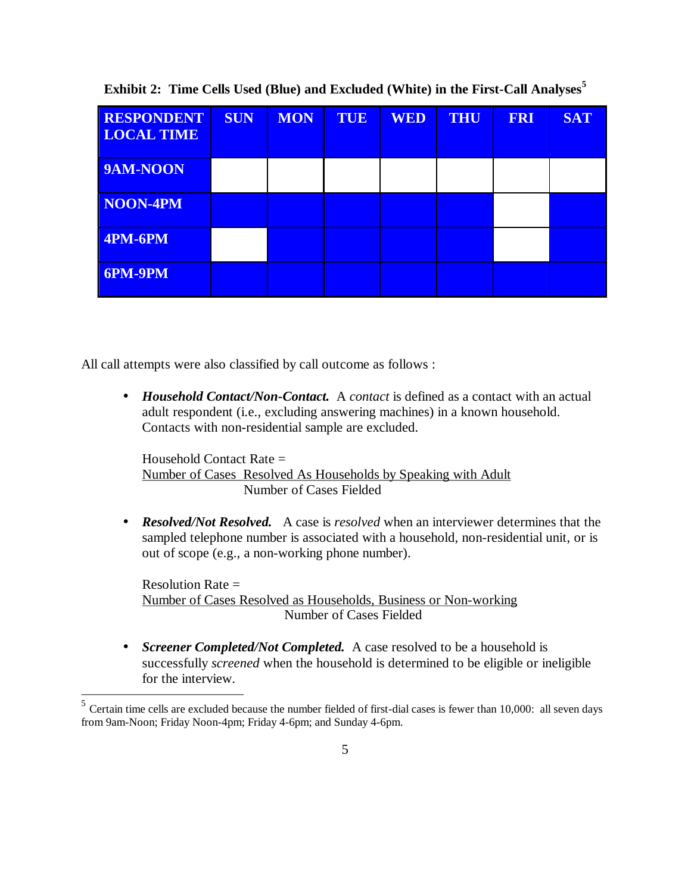**Exhibit 2: Time Cells Used (Blue) and Excluded (White) in the First-Call Analyses[5]**

| RESPONDENT LOCAL TIME | SUN | MON | TUE | WED | THU | FRI | SAT |
|---|---|---|---|---|---|---|---|
| 9AM-NOON | White | White | White | White | White | White | White |
| NOON-4PM | Blue | Blue | Blue | Blue | Blue | White | Blue |
| 4PM-6PM | White | Blue | Blue | Blue | Blue | White | Blue |
| 6PM-9PM | Blue | Blue | Blue | Blue | Blue | Blue | Blue |

All call attempts were also classified by call outcome as follows :

- ***Household Contact/Non-Contact.*** A *contact* is defined as a contact with an actual adult respondent (i.e., excluding answering machines) in a known household. Contacts with non-residential sample are excluded.

  $$\text{Household Contact Rate} = \frac{\text{Number of Cases Resolved As Households by Speaking with Adult}}{\text{Number of Cases Fielded}}$$

- ***Resolved/Not Resolved.*** A case is *resolved* when an interviewer determines that the sampled telephone number is associated with a household, non-residential unit, or is out of scope (e.g., a non-working phone number).

  $$\text{Resolution Rate} = \frac{\text{Number of Cases Resolved as Households, Business or Non-working}}{\text{Number of Cases Fielded}}$$

- ***Screener Completed/Not Completed.*** A case resolved to be a household is successfully *screened* when the household is determined to be eligible or ineligible for the interview.

---

[5] Certain time cells are excluded because the number fielded of first-dial cases is fewer than 10,000: all seven days from 9am-Noon; Friday Noon-4pm; Friday 4-6pm; and Sunday 4-6pm.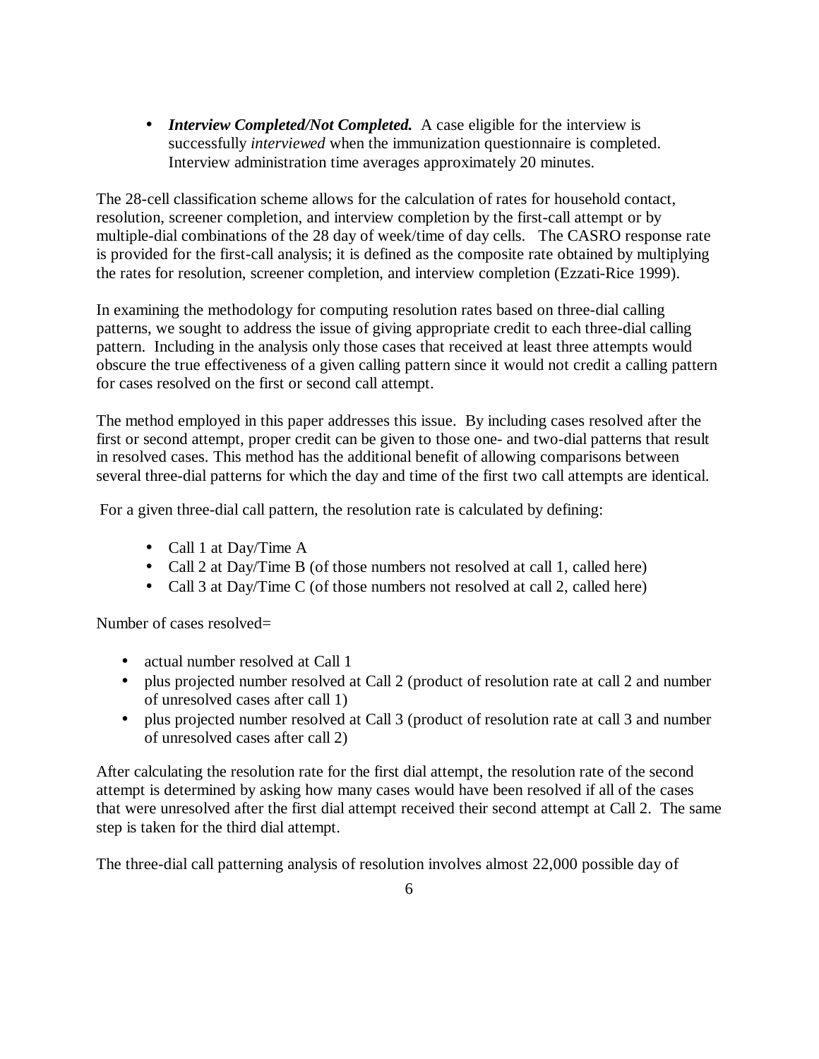- ***Interview Completed/Not Completed.*** A case eligible for the interview is successfully *interviewed* when the immunization questionnaire is completed. Interview administration time averages approximately 20 minutes.

The 28-cell classification scheme allows for the calculation of rates for household contact, resolution, screener completion, and interview completion by the first-call attempt or by multiple-dial combinations of the 28 day of week/time of day cells. The CASRO response rate is provided for the first-call analysis; it is defined as the composite rate obtained by multiplying the rates for resolution, screener completion, and interview completion (Ezzati-Rice 1999).

In examining the methodology for computing resolution rates based on three-dial calling patterns, we sought to address the issue of giving appropriate credit to each three-dial calling pattern. Including in the analysis only those cases that received at least three attempts would obscure the true effectiveness of a given calling pattern since it would not credit a calling pattern for cases resolved on the first or second call attempt.

The method employed in this paper addresses this issue. By including cases resolved after the first or second attempt, proper credit can be given to those one- and two-dial patterns that result in resolved cases. This method has the additional benefit of allowing comparisons between several three-dial patterns for which the day and time of the first two call attempts are identical.

For a given three-dial call pattern, the resolution rate is calculated by defining:

- Call 1 at Day/Time A
- Call 2 at Day/Time B (of those numbers not resolved at call 1, called here)
- Call 3 at Day/Time C (of those numbers not resolved at call 2, called here)

Number of cases resolved=

- actual number resolved at Call 1
- plus projected number resolved at Call 2 (product of resolution rate at call 2 and number of unresolved cases after call 1)
- plus projected number resolved at Call 3 (product of resolution rate at call 3 and number of unresolved cases after call 2)

After calculating the resolution rate for the first dial attempt, the resolution rate of the second attempt is determined by asking how many cases would have been resolved if all of the cases that were unresolved after the first dial attempt received their second attempt at Call 2. The same step is taken for the third dial attempt.

The three-dial call patterning analysis of resolution involves almost 22,000 possible day of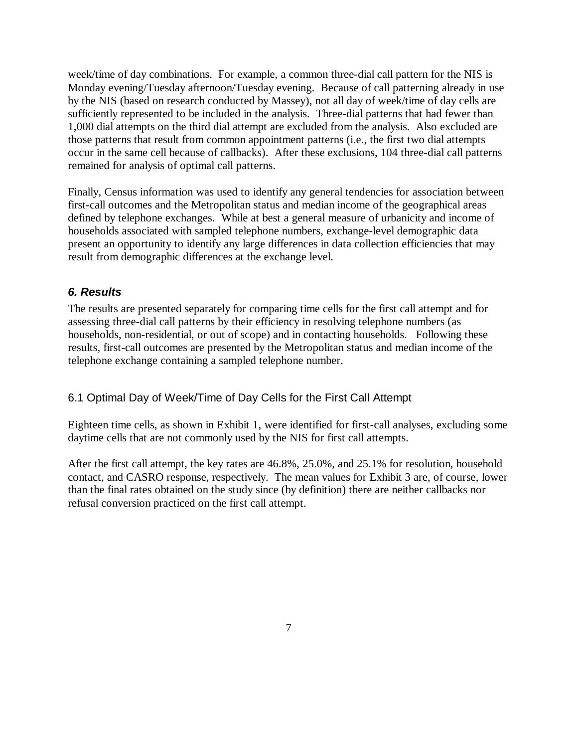week/time of day combinations. For example, a common three-dial call pattern for the NIS is Monday evening/Tuesday afternoon/Tuesday evening. Because of call patterning already in use by the NIS (based on research conducted by Massey), not all day of week/time of day cells are sufficiently represented to be included in the analysis. Three-dial patterns that had fewer than 1,000 dial attempts on the third dial attempt are excluded from the analysis. Also excluded are those patterns that result from common appointment patterns (i.e., the first two dial attempts occur in the same cell because of callbacks). After these exclusions, 104 three-dial call patterns remained for analysis of optimal call patterns.

Finally, Census information was used to identify any general tendencies for association between first-call outcomes and the Metropolitan status and median income of the geographical areas defined by telephone exchanges. While at best a general measure of urbanicity and income of households associated with sampled telephone numbers, exchange-level demographic data present an opportunity to identify any large differences in data collection efficiencies that may result from demographic differences at the exchange level.

## *6. Results*

The results are presented separately for comparing time cells for the first call attempt and for assessing three-dial call patterns by their efficiency in resolving telephone numbers (as households, non-residential, or out of scope) and in contacting households. Following these results, first-call outcomes are presented by the Metropolitan status and median income of the telephone exchange containing a sampled telephone number.

### 6.1 Optimal Day of Week/Time of Day Cells for the First Call Attempt

Eighteen time cells, as shown in Exhibit 1, were identified for first-call analyses, excluding some daytime cells that are not commonly used by the NIS for first call attempts.

After the first call attempt, the key rates are 46.8%, 25.0%, and 25.1% for resolution, household contact, and CASRO response, respectively. The mean values for Exhibit 3 are, of course, lower than the final rates obtained on the study since (by definition) there are neither callbacks nor refusal conversion practiced on the first call attempt.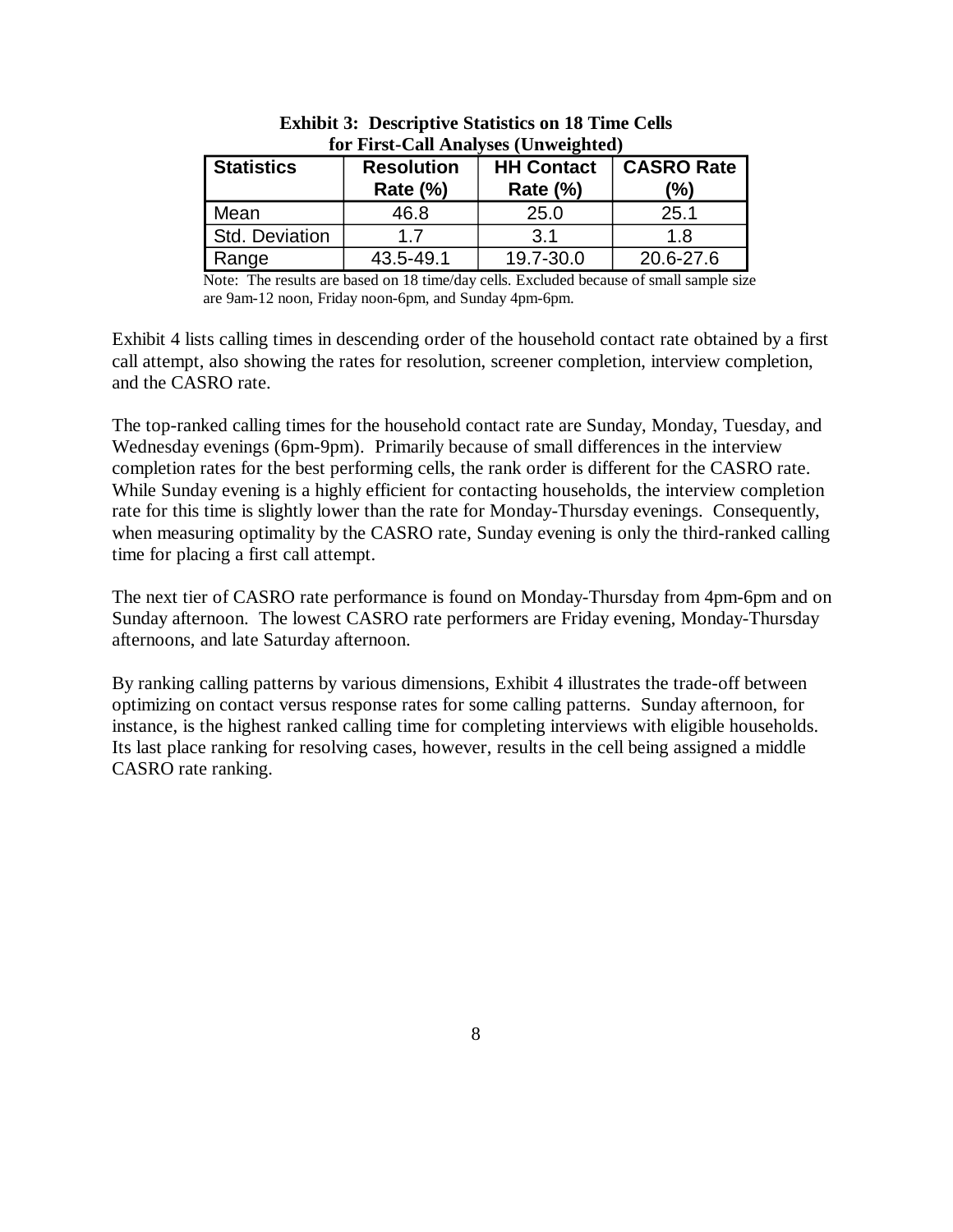**Exhibit 3: Descriptive Statistics on 18 Time Cells for First-Call Analyses (Unweighted)**

| Statistics | Resolution Rate (%) | HH Contact Rate (%) | CASRO Rate (%) |
|---|---|---|---|
| Mean | 46.8 | 25.0 | 25.1 |
| Std. Deviation | 1.7 | 3.1 | 1.8 |
| Range | 43.5-49.1 | 19.7-30.0 | 20.6-27.6 |

Note: The results are based on 18 time/day cells. Excluded because of small sample size are 9am-12 noon, Friday noon-6pm, and Sunday 4pm-6pm.

Exhibit 4 lists calling times in descending order of the household contact rate obtained by a first call attempt, also showing the rates for resolution, screener completion, interview completion, and the CASRO rate.

The top-ranked calling times for the household contact rate are Sunday, Monday, Tuesday, and Wednesday evenings (6pm-9pm). Primarily because of small differences in the interview completion rates for the best performing cells, the rank order is different for the CASRO rate. While Sunday evening is a highly efficient for contacting households, the interview completion rate for this time is slightly lower than the rate for Monday-Thursday evenings. Consequently, when measuring optimality by the CASRO rate, Sunday evening is only the third-ranked calling time for placing a first call attempt.

The next tier of CASRO rate performance is found on Monday-Thursday from 4pm-6pm and on Sunday afternoon. The lowest CASRO rate performers are Friday evening, Monday-Thursday afternoons, and late Saturday afternoon.

By ranking calling patterns by various dimensions, Exhibit 4 illustrates the trade-off between optimizing on contact versus response rates for some calling patterns. Sunday afternoon, for instance, is the highest ranked calling time for completing interviews with eligible households. Its last place ranking for resolving cases, however, results in the cell being assigned a middle CASRO rate ranking.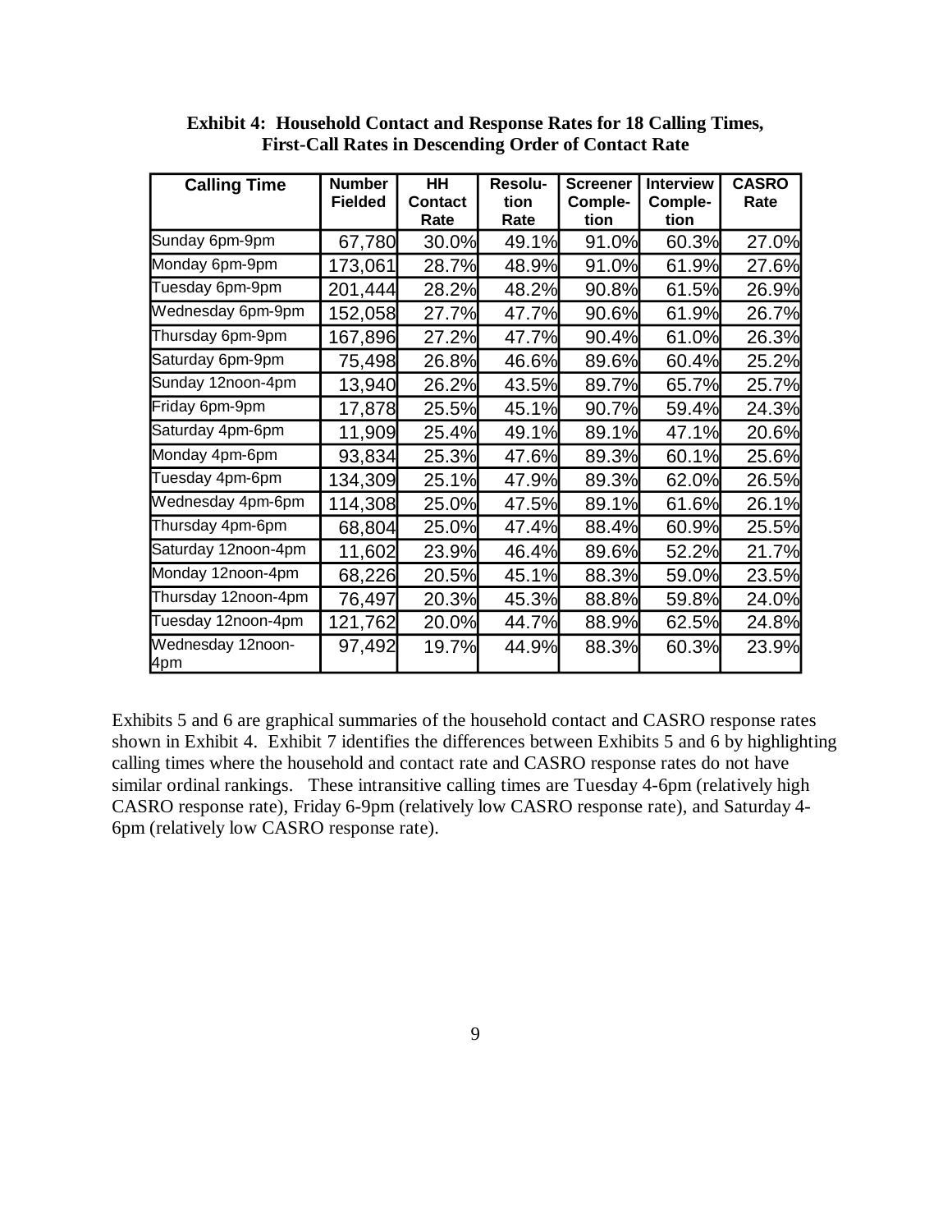**Exhibit 4: Household Contact and Response Rates for 18 Calling Times, First-Call Rates in Descending Order of Contact Rate**

| Calling Time | Number Fielded | HH Contact Rate | Resolution Rate | Screener Completion | Interview Completion | CASRO Rate |
|---|---|---|---|---|---|---|
| Sunday 6pm-9pm | 67,780 | 30.0% | 49.1% | 91.0% | 60.3% | 27.0% |
| Monday 6pm-9pm | 173,061 | 28.7% | 48.9% | 91.0% | 61.9% | 27.6% |
| Tuesday 6pm-9pm | 201,444 | 28.2% | 48.2% | 90.8% | 61.5% | 26.9% |
| Wednesday 6pm-9pm | 152,058 | 27.7% | 47.7% | 90.6% | 61.9% | 26.7% |
| Thursday 6pm-9pm | 167,896 | 27.2% | 47.7% | 90.4% | 61.0% | 26.3% |
| Saturday 6pm-9pm | 75,498 | 26.8% | 46.6% | 89.6% | 60.4% | 25.2% |
| Sunday 12noon-4pm | 13,940 | 26.2% | 43.5% | 89.7% | 65.7% | 25.7% |
| Friday 6pm-9pm | 17,878 | 25.5% | 45.1% | 90.7% | 59.4% | 24.3% |
| Saturday 4pm-6pm | 11,909 | 25.4% | 49.1% | 89.1% | 47.1% | 20.6% |
| Monday 4pm-6pm | 93,834 | 25.3% | 47.6% | 89.3% | 60.1% | 25.6% |
| Tuesday 4pm-6pm | 134,309 | 25.1% | 47.9% | 89.3% | 62.0% | 26.5% |
| Wednesday 4pm-6pm | 114,308 | 25.0% | 47.5% | 89.1% | 61.6% | 26.1% |
| Thursday 4pm-6pm | 68,804 | 25.0% | 47.4% | 88.4% | 60.9% | 25.5% |
| Saturday 12noon-4pm | 11,602 | 23.9% | 46.4% | 89.6% | 52.2% | 21.7% |
| Monday 12noon-4pm | 68,226 | 20.5% | 45.1% | 88.3% | 59.0% | 23.5% |
| Thursday 12noon-4pm | 76,497 | 20.3% | 45.3% | 88.8% | 59.8% | 24.0% |
| Tuesday 12noon-4pm | 121,762 | 20.0% | 44.7% | 88.9% | 62.5% | 24.8% |
| Wednesday 12noon-4pm | 97,492 | 19.7% | 44.9% | 88.3% | 60.3% | 23.9% |

Exhibits 5 and 6 are graphical summaries of the household contact and CASRO response rates shown in Exhibit 4. Exhibit 7 identifies the differences between Exhibits 5 and 6 by highlighting calling times where the household and contact rate and CASRO response rates do not have similar ordinal rankings. These intransitive calling times are Tuesday 4-6pm (relatively high CASRO response rate), Friday 6-9pm (relatively low CASRO response rate), and Saturday 4-6pm (relatively low CASRO response rate).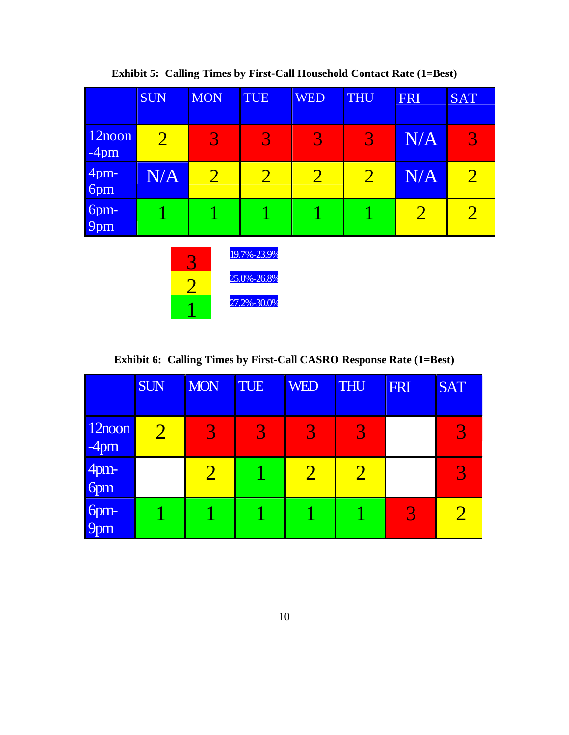**Exhibit 5: Calling Times by First-Call Household Contact Rate (1=Best)**

| | SUN | MON | TUE | WED | THU | FRI | SAT |
|---|---|---|---|---|---|---|---|
| 12noon -4pm | 2 | 3 | 3 | 3 | 3 | N/A | 3 |
| 4pm-6pm | N/A | 2 | 2 | 2 | 2 | N/A | 2 |
| 6pm-9pm | 1 | 1 | 1 | 1 | 1 | 2 | 2 |

| Rank | Range |
|---|---|
| 3 | 19.7%-23.9% |
| 2 | 25.0%-26.8% |
| 1 | 27.2%-30.0% |

**Exhibit 6: Calling Times by First-Call CASRO Response Rate (1=Best)**

| | SUN | MON | TUE | WED | THU | FRI | SAT |
|---|---|---|---|---|---|---|---|
| 12noon -4pm | 2 | 3 | 3 | 3 | 3 | | 3 |
| 4pm-6pm | | 2 | 1 | 2 | 2 | | 3 |
| 6pm-9pm | 1 | 1 | 1 | 1 | 1 | 3 | 2 |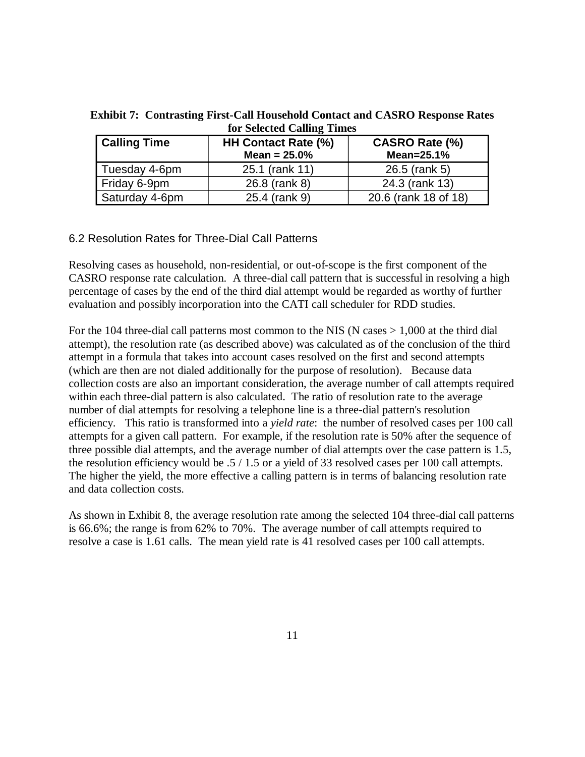**Exhibit 7: Contrasting First-Call Household Contact and CASRO Response Rates for Selected Calling Times**

| Calling Time | HH Contact Rate (%) Mean = 25.0% | CASRO Rate (%) Mean=25.1% |
|---|---|---|
| Tuesday 4-6pm | 25.1 (rank 11) | 26.5 (rank 5) |
| Friday 6-9pm | 26.8 (rank 8) | 24.3 (rank 13) |
| Saturday 4-6pm | 25.4 (rank 9) | 20.6 (rank 18 of 18) |

### 6.2 Resolution Rates for Three-Dial Call Patterns

Resolving cases as household, non-residential, or out-of-scope is the first component of the CASRO response rate calculation. A three-dial call pattern that is successful in resolving a high percentage of cases by the end of the third dial attempt would be regarded as worthy of further evaluation and possibly incorporation into the CATI call scheduler for RDD studies.

For the 104 three-dial call patterns most common to the NIS (N cases > 1,000 at the third dial attempt), the resolution rate (as described above) was calculated as of the conclusion of the third attempt in a formula that takes into account cases resolved on the first and second attempts (which are then are not dialed additionally for the purpose of resolution). Because data collection costs are also an important consideration, the average number of call attempts required within each three-dial pattern is also calculated. The ratio of resolution rate to the average number of dial attempts for resolving a telephone line is a three-dial pattern's resolution efficiency. This ratio is transformed into a *yield rate*: the number of resolved cases per 100 call attempts for a given call pattern. For example, if the resolution rate is 50% after the sequence of three possible dial attempts, and the average number of dial attempts over the case pattern is 1.5, the resolution efficiency would be .5 / 1.5 or a yield of 33 resolved cases per 100 call attempts. The higher the yield, the more effective a calling pattern is in terms of balancing resolution rate and data collection costs.

As shown in Exhibit 8, the average resolution rate among the selected 104 three-dial call patterns is 66.6%; the range is from 62% to 70%. The average number of call attempts required to resolve a case is 1.61 calls. The mean yield rate is 41 resolved cases per 100 call attempts.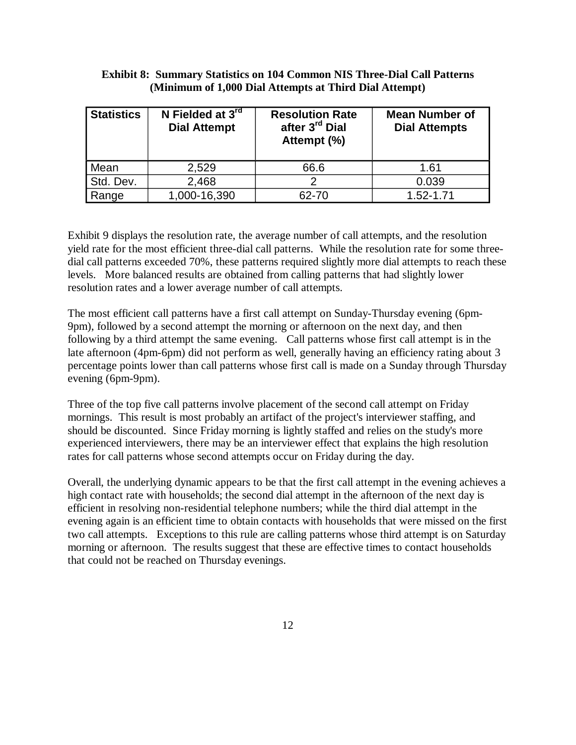**Exhibit 8: Summary Statistics on 104 Common NIS Three-Dial Call Patterns (Minimum of 1,000 Dial Attempts at Third Dial Attempt)**

| Statistics | N Fielded at 3rd Dial Attempt | Resolution Rate after 3rd Dial Attempt (%) | Mean Number of Dial Attempts |
|---|---|---|---|
| Mean | 2,529 | 66.6 | 1.61 |
| Std. Dev. | 2,468 | 2 | 0.039 |
| Range | 1,000-16,390 | 62-70 | 1.52-1.71 |

Exhibit 9 displays the resolution rate, the average number of call attempts, and the resolution yield rate for the most efficient three-dial call patterns. While the resolution rate for some three-dial call patterns exceeded 70%, these patterns required slightly more dial attempts to reach these levels. More balanced results are obtained from calling patterns that had slightly lower resolution rates and a lower average number of call attempts.

The most efficient call patterns have a first call attempt on Sunday-Thursday evening (6pm-9pm), followed by a second attempt the morning or afternoon on the next day, and then following by a third attempt the same evening. Call patterns whose first call attempt is in the late afternoon (4pm-6pm) did not perform as well, generally having an efficiency rating about 3 percentage points lower than call patterns whose first call is made on a Sunday through Thursday evening (6pm-9pm).

Three of the top five call patterns involve placement of the second call attempt on Friday mornings. This result is most probably an artifact of the project's interviewer staffing, and should be discounted. Since Friday morning is lightly staffed and relies on the study's more experienced interviewers, there may be an interviewer effect that explains the high resolution rates for call patterns whose second attempts occur on Friday during the day.

Overall, the underlying dynamic appears to be that the first call attempt in the evening achieves a high contact rate with households; the second dial attempt in the afternoon of the next day is efficient in resolving non-residential telephone numbers; while the third dial attempt in the evening again is an efficient time to obtain contacts with households that were missed on the first two call attempts. Exceptions to this rule are calling patterns whose third attempt is on Saturday morning or afternoon. The results suggest that these are effective times to contact households that could not be reached on Thursday evenings.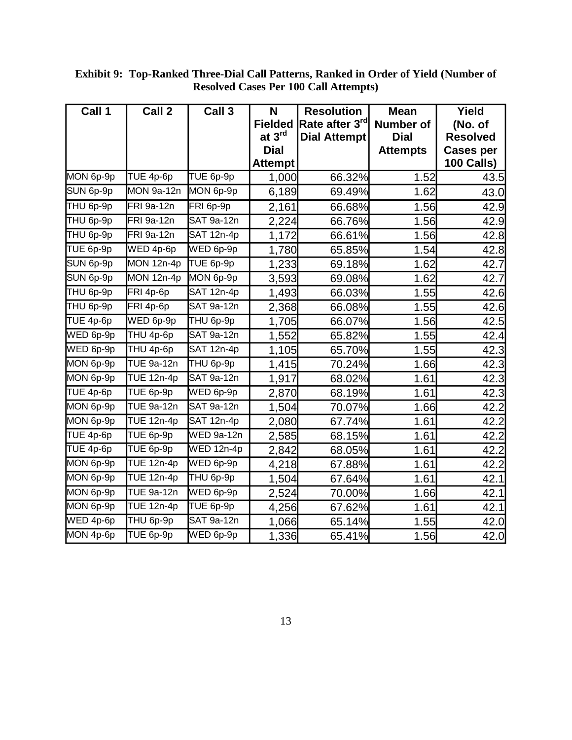**Exhibit 9: Top-Ranked Three-Dial Call Patterns, Ranked in Order of Yield (Number of Resolved Cases Per 100 Call Attempts)**

| Call 1 | Call 2 | Call 3 | N Fielded at 3rd Dial Attempt | Resolution Rate after 3rd Dial Attempt | Mean Number of Dial Attempts | Yield (No. of Resolved Cases per 100 Calls) |
|---|---|---|---|---|---|---|
| MON 6p-9p | TUE 4p-6p | TUE 6p-9p | 1,000 | 66.32% | 1.52 | 43.5 |
| SUN 6p-9p | MON 9a-12n | MON 6p-9p | 6,189 | 69.49% | 1.62 | 43.0 |
| THU 6p-9p | FRI 9a-12n | FRI 6p-9p | 2,161 | 66.68% | 1.56 | 42.9 |
| THU 6p-9p | FRI 9a-12n | SAT 9a-12n | 2,224 | 66.76% | 1.56 | 42.9 |
| THU 6p-9p | FRI 9a-12n | SAT 12n-4p | 1,172 | 66.61% | 1.56 | 42.8 |
| TUE 6p-9p | WED 4p-6p | WED 6p-9p | 1,780 | 65.85% | 1.54 | 42.8 |
| SUN 6p-9p | MON 12n-4p | TUE 6p-9p | 1,233 | 69.18% | 1.62 | 42.7 |
| SUN 6p-9p | MON 12n-4p | MON 6p-9p | 3,593 | 69.08% | 1.62 | 42.7 |
| THU 6p-9p | FRI 4p-6p | SAT 12n-4p | 1,493 | 66.03% | 1.55 | 42.6 |
| THU 6p-9p | FRI 4p-6p | SAT 9a-12n | 2,368 | 66.08% | 1.55 | 42.6 |
| TUE 4p-6p | WED 6p-9p | THU 6p-9p | 1,705 | 66.07% | 1.56 | 42.5 |
| WED 6p-9p | THU 4p-6p | SAT 9a-12n | 1,552 | 65.82% | 1.55 | 42.4 |
| WED 6p-9p | THU 4p-6p | SAT 12n-4p | 1,105 | 65.70% | 1.55 | 42.3 |
| MON 6p-9p | TUE 9a-12n | THU 6p-9p | 1,415 | 70.24% | 1.66 | 42.3 |
| MON 6p-9p | TUE 12n-4p | SAT 9a-12n | 1,917 | 68.02% | 1.61 | 42.3 |
| TUE 4p-6p | TUE 6p-9p | WED 6p-9p | 2,870 | 68.19% | 1.61 | 42.3 |
| MON 6p-9p | TUE 9a-12n | SAT 9a-12n | 1,504 | 70.07% | 1.66 | 42.2 |
| MON 6p-9p | TUE 12n-4p | SAT 12n-4p | 2,080 | 67.74% | 1.61 | 42.2 |
| TUE 4p-6p | TUE 6p-9p | WED 9a-12n | 2,585 | 68.15% | 1.61 | 42.2 |
| TUE 4p-6p | TUE 6p-9p | WED 12n-4p | 2,842 | 68.05% | 1.61 | 42.2 |
| MON 6p-9p | TUE 12n-4p | WED 6p-9p | 4,218 | 67.88% | 1.61 | 42.2 |
| MON 6p-9p | TUE 12n-4p | THU 6p-9p | 1,504 | 67.64% | 1.61 | 42.1 |
| MON 6p-9p | TUE 9a-12n | WED 6p-9p | 2,524 | 70.00% | 1.66 | 42.1 |
| MON 6p-9p | TUE 12n-4p | TUE 6p-9p | 4,256 | 67.62% | 1.61 | 42.1 |
| WED 4p-6p | THU 6p-9p | SAT 9a-12n | 1,066 | 65.14% | 1.55 | 42.0 |
| MON 4p-6p | TUE 6p-9p | WED 6p-9p | 1,336 | 65.41% | 1.56 | 42.0 |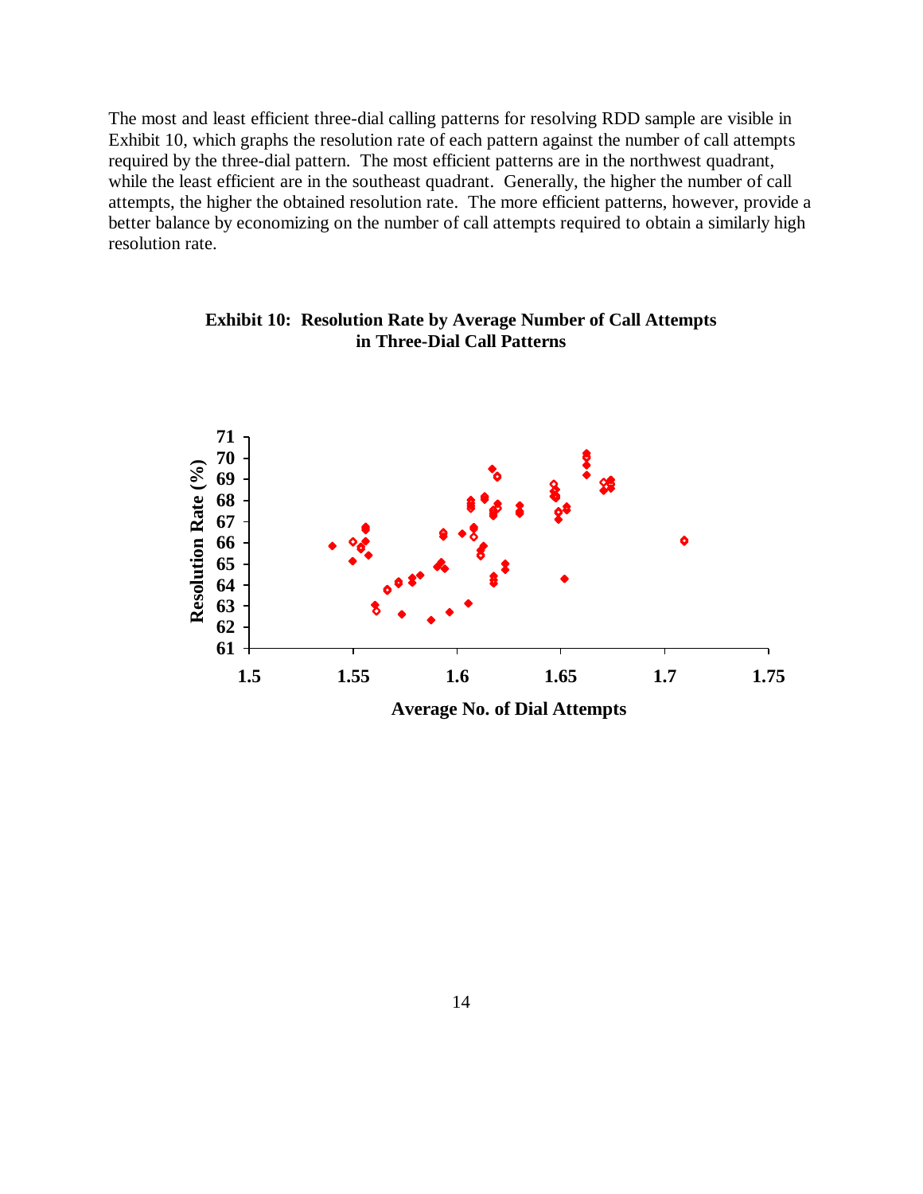The most and least efficient three-dial calling patterns for resolving RDD sample are visible in Exhibit 10, which graphs the resolution rate of each pattern against the number of call attempts required by the three-dial pattern. The most efficient patterns are in the northwest quadrant, while the least efficient are in the southeast quadrant. Generally, the higher the number of call attempts, the higher the obtained resolution rate. The more efficient patterns, however, provide a better balance by economizing on the number of call attempts required to obtain a similarly high resolution rate.

**Exhibit 10: Resolution Rate by Average Number of Call Attempts in Three-Dial Call Patterns**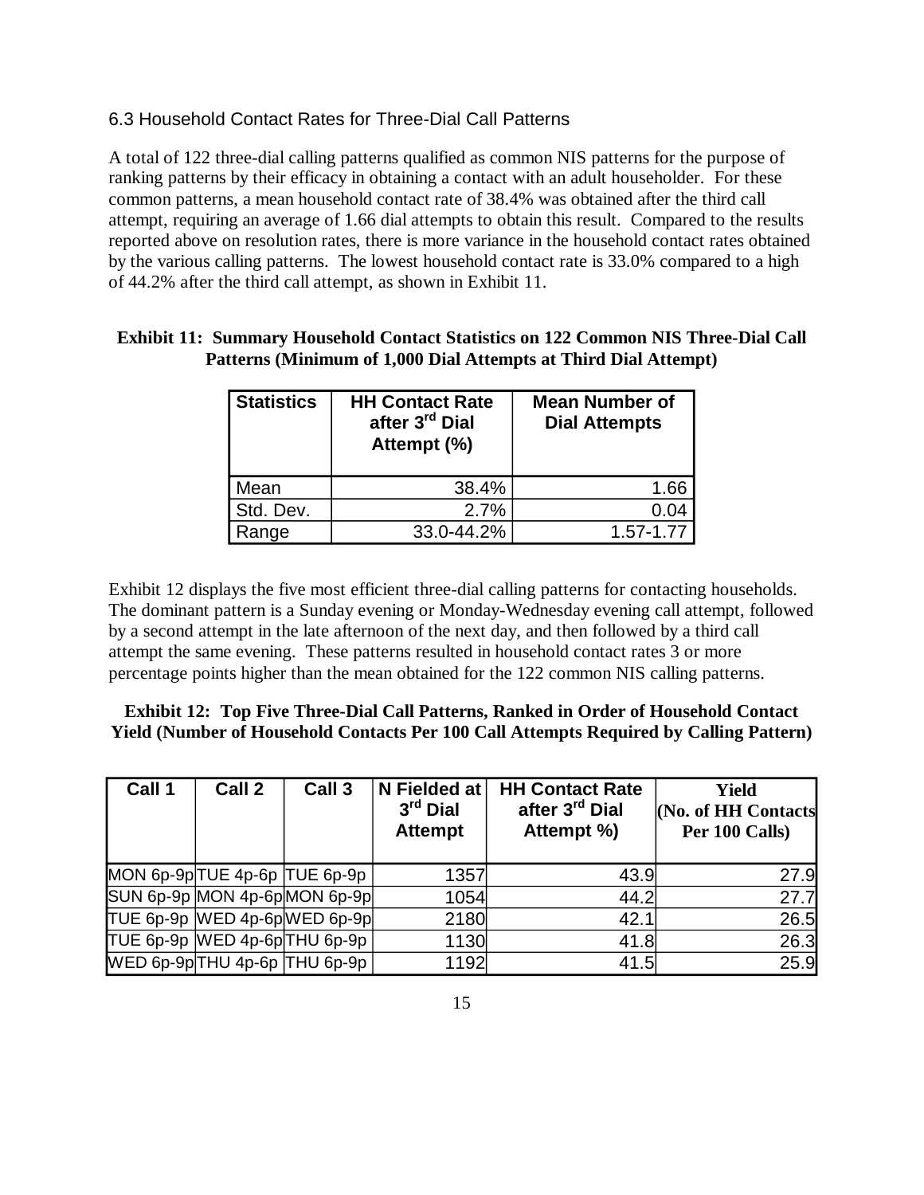### 6.3 Household Contact Rates for Three-Dial Call Patterns

A total of 122 three-dial calling patterns qualified as common NIS patterns for the purpose of ranking patterns by their efficacy in obtaining a contact with an adult householder. For these common patterns, a mean household contact rate of 38.4% was obtained after the third call attempt, requiring an average of 1.66 dial attempts to obtain this result. Compared to the results reported above on resolution rates, there is more variance in the household contact rates obtained by the various calling patterns. The lowest household contact rate is 33.0% compared to a high of 44.2% after the third call attempt, as shown in Exhibit 11.

**Exhibit 11: Summary Household Contact Statistics on 122 Common NIS Three-Dial Call Patterns (Minimum of 1,000 Dial Attempts at Third Dial Attempt)**

| Statistics | HH Contact Rate after 3rd Dial Attempt (%) | Mean Number of Dial Attempts |
|---|---|---|
| Mean | 38.4% | 1.66 |
| Std. Dev. | 2.7% | 0.04 |
| Range | 33.0-44.2% | 1.57-1.77 |

Exhibit 12 displays the five most efficient three-dial calling patterns for contacting households. The dominant pattern is a Sunday evening or Monday-Wednesday evening call attempt, followed by a second attempt in the late afternoon of the next day, and then followed by a third call attempt the same evening. These patterns resulted in household contact rates 3 or more percentage points higher than the mean obtained for the 122 common NIS calling patterns.

**Exhibit 12: Top Five Three-Dial Call Patterns, Ranked in Order of Household Contact Yield (Number of Household Contacts Per 100 Call Attempts Required by Calling Pattern)**

| Call 1 | Call 2 | Call 3 | N Fielded at 3rd Dial Attempt | HH Contact Rate after 3rd Dial Attempt %) | Yield (No. of HH Contacts Per 100 Calls) |
|---|---|---|---|---|---|
| MON 6p-9p | TUE 4p-6p | TUE 6p-9p | 1357 | 43.9 | 27.9 |
| SUN 6p-9p | MON 4p-6p | MON 6p-9p | 1054 | 44.2 | 27.7 |
| TUE 6p-9p | WED 4p-6p | WED 6p-9p | 2180 | 42.1 | 26.5 |
| TUE 6p-9p | WED 4p-6p | THU 6p-9p | 1130 | 41.8 | 26.3 |
| WED 6p-9p | THU 4p-6p | THU 6p-9p | 1192 | 41.5 | 25.9 |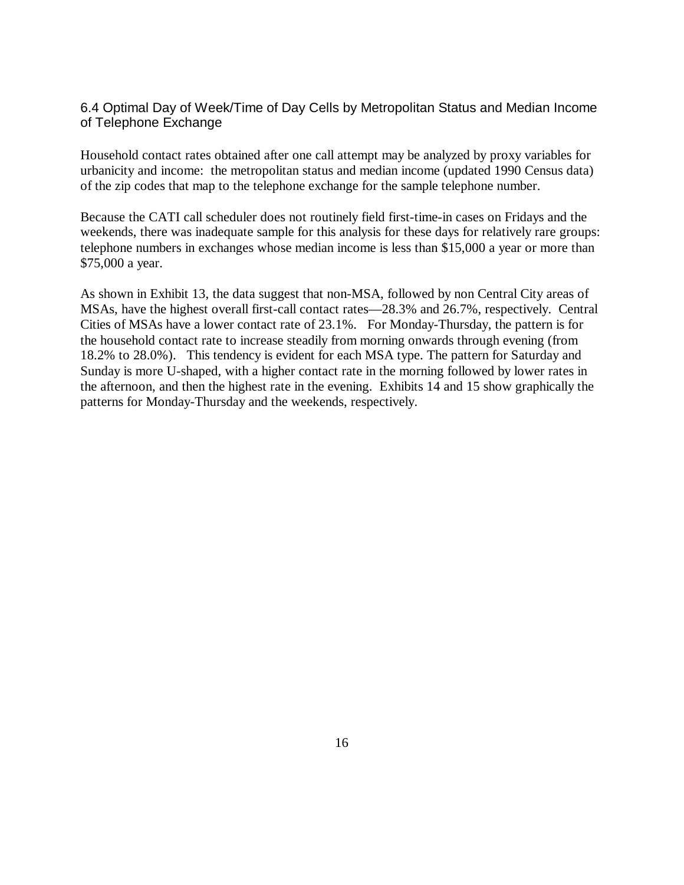## 6.4 Optimal Day of Week/Time of Day Cells by Metropolitan Status and Median Income of Telephone Exchange

Household contact rates obtained after one call attempt may be analyzed by proxy variables for urbanicity and income: the metropolitan status and median income (updated 1990 Census data) of the zip codes that map to the telephone exchange for the sample telephone number.

Because the CATI call scheduler does not routinely field first-time-in cases on Fridays and the weekends, there was inadequate sample for this analysis for these days for relatively rare groups: telephone numbers in exchanges whose median income is less than $15,000 a year or more than $75,000 a year.

As shown in Exhibit 13, the data suggest that non-MSA, followed by non Central City areas of MSAs, have the highest overall first-call contact rates—28.3% and 26.7%, respectively. Central Cities of MSAs have a lower contact rate of 23.1%. For Monday-Thursday, the pattern is for the household contact rate to increase steadily from morning onwards through evening (from 18.2% to 28.0%). This tendency is evident for each MSA type. The pattern for Saturday and Sunday is more U-shaped, with a higher contact rate in the morning followed by lower rates in the afternoon, and then the highest rate in the evening. Exhibits 14 and 15 show graphically the patterns for Monday-Thursday and the weekends, respectively.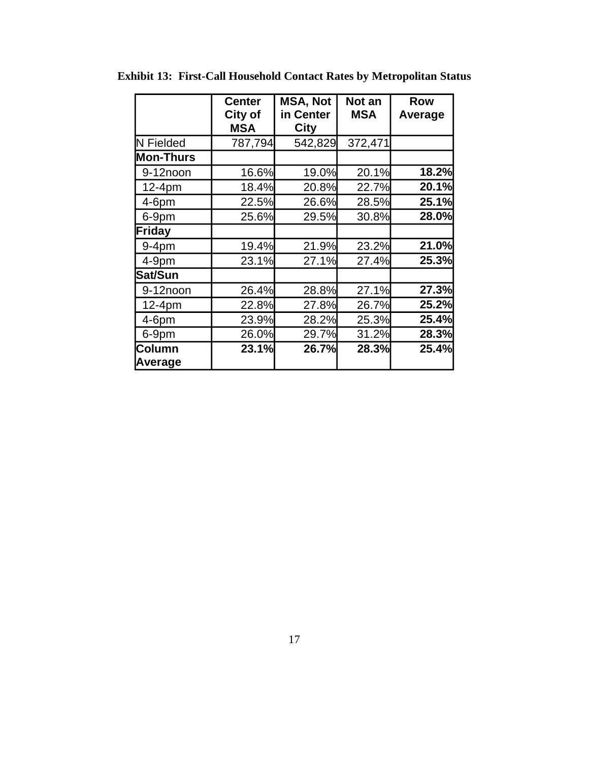**Exhibit 13: First-Call Household Contact Rates by Metropolitan Status**

| | Center City of MSA | MSA, Not in Center City | Not an MSA | Row Average |
|---|---|---|---|---|
| N Fielded | 787,794 | 542,829 | 372,471 | |
| **Mon-Thurs** | | | | |
| 9-12noon | 16.6% | 19.0% | 20.1% | **18.2%** |
| 12-4pm | 18.4% | 20.8% | 22.7% | **20.1%** |
| 4-6pm | 22.5% | 26.6% | 28.5% | **25.1%** |
| 6-9pm | 25.6% | 29.5% | 30.8% | **28.0%** |
| **Friday** | | | | |
| 9-4pm | 19.4% | 21.9% | 23.2% | **21.0%** |
| 4-9pm | 23.1% | 27.1% | 27.4% | **25.3%** |
| **Sat/Sun** | | | | |
| 9-12noon | 26.4% | 28.8% | 27.1% | **27.3%** |
| 12-4pm | 22.8% | 27.8% | 26.7% | **25.2%** |
| 4-6pm | 23.9% | 28.2% | 25.3% | **25.4%** |
| 6-9pm | 26.0% | 29.7% | 31.2% | **28.3%** |
| **Column Average** | **23.1%** | **26.7%** | **28.3%** | **25.4%** |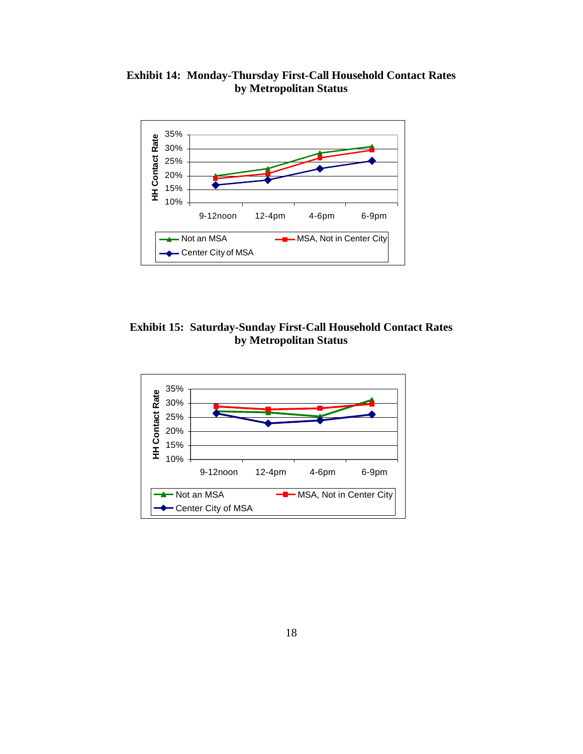**Exhibit 14: Monday-Thursday First-Call Household Contact Rates by Metropolitan Status**

**Exhibit 15: Saturday-Sunday First-Call Household Contact Rates by Metropolitan Status**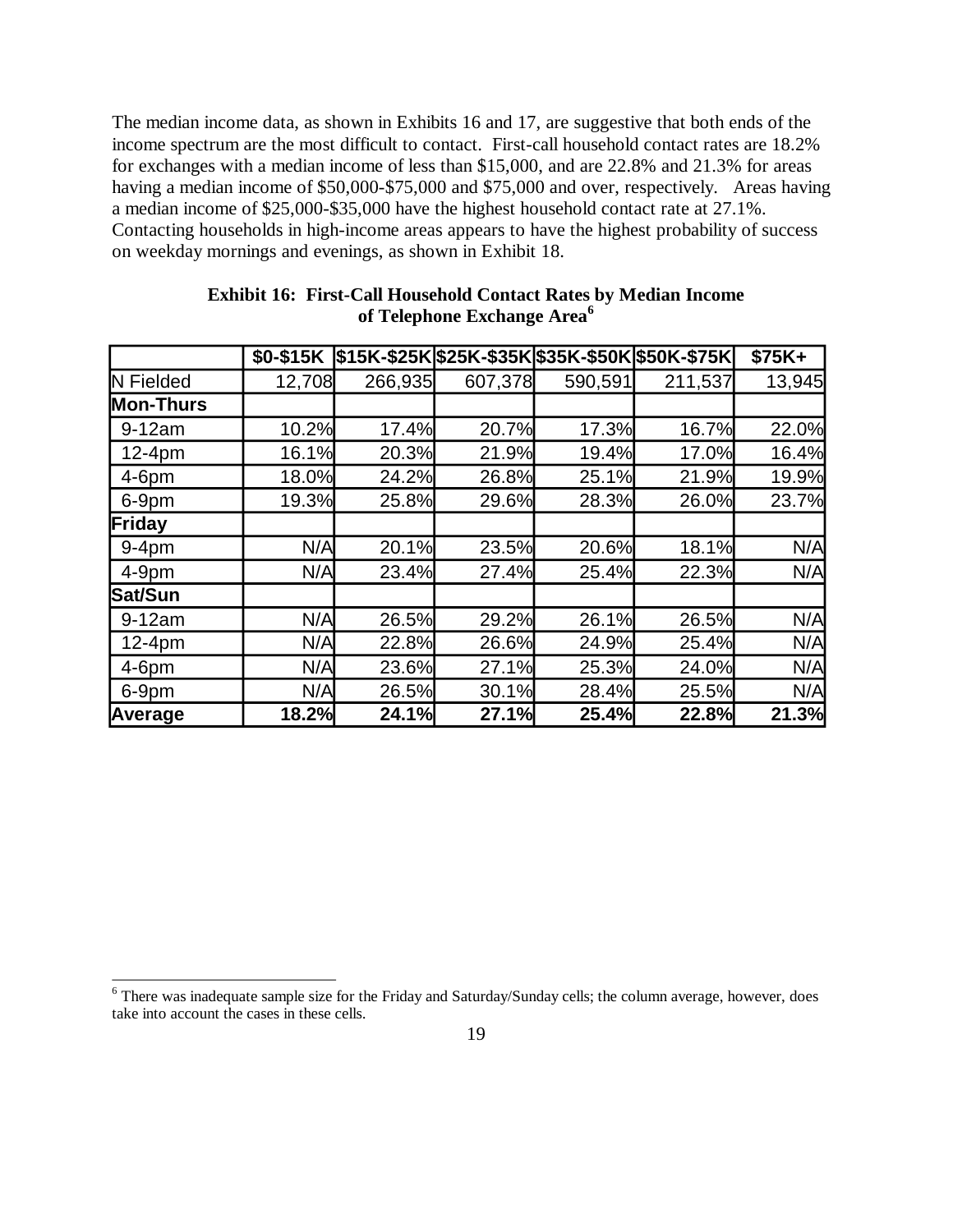The median income data, as shown in Exhibits 16 and 17, are suggestive that both ends of the income spectrum are the most difficult to contact. First-call household contact rates are 18.2% for exchanges with a median income of less than $15,000, and are 22.8% and 21.3% for areas having a median income of $50,000-$75,000 and $75,000 and over, respectively. Areas having a median income of $25,000-$35,000 have the highest household contact rate at 27.1%. Contacting households in high-income areas appears to have the highest probability of success on weekday mornings and evenings, as shown in Exhibit 18.

**Exhibit 16: First-Call Household Contact Rates by Median Income of Telephone Exchange Area[6]**

| | $0-$15K | $15K-$25K | $25K-$35K | $35K-$50K | $50K-$75K | $75K+ |
|---|---|---|---|---|---|---|
| N Fielded | 12,708 | 266,935 | 607,378 | 590,591 | 211,537 | 13,945 |
| **Mon-Thurs** | | | | | | |
| 9-12am | 10.2% | 17.4% | 20.7% | 17.3% | 16.7% | 22.0% |
| 12-4pm | 16.1% | 20.3% | 21.9% | 19.4% | 17.0% | 16.4% |
| 4-6pm | 18.0% | 24.2% | 26.8% | 25.1% | 21.9% | 19.9% |
| 6-9pm | 19.3% | 25.8% | 29.6% | 28.3% | 26.0% | 23.7% |
| **Friday** | | | | | | |
| 9-4pm | N/A | 20.1% | 23.5% | 20.6% | 18.1% | N/A |
| 4-9pm | N/A | 23.4% | 27.4% | 25.4% | 22.3% | N/A |
| **Sat/Sun** | | | | | | |
| 9-12am | N/A | 26.5% | 29.2% | 26.1% | 26.5% | N/A |
| 12-4pm | N/A | 22.8% | 26.6% | 24.9% | 25.4% | N/A |
| 4-6pm | N/A | 23.6% | 27.1% | 25.3% | 24.0% | N/A |
| 6-9pm | N/A | 26.5% | 30.1% | 28.4% | 25.5% | N/A |
| **Average** | **18.2%** | **24.1%** | **27.1%** | **25.4%** | **22.8%** | **21.3%** |

[6] There was inadequate sample size for the Friday and Saturday/Sunday cells; the column average, however, does take into account the cases in these cells.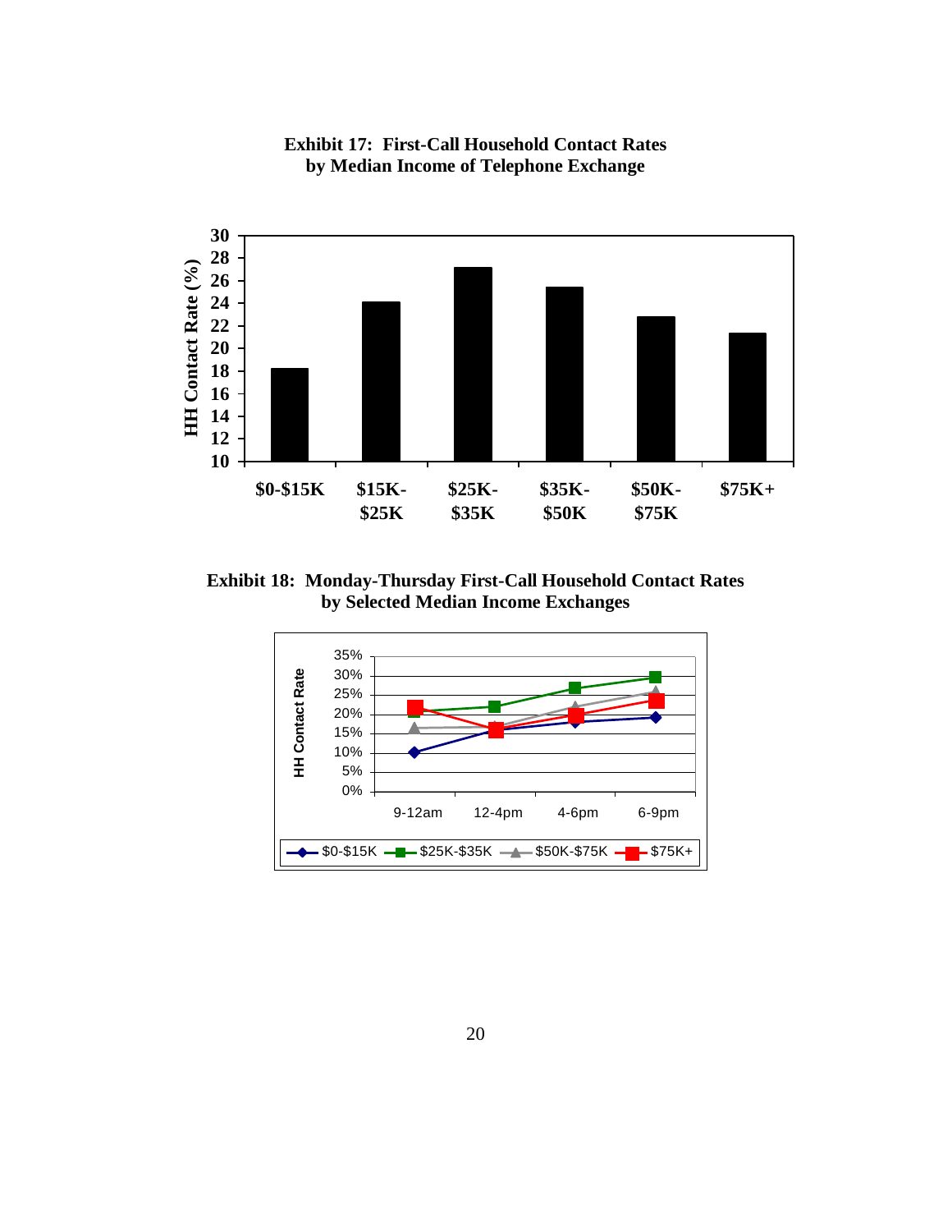**Exhibit 17: First-Call Household Contact Rates by Median Income of Telephone Exchange**

**Exhibit 18: Monday-Thursday First-Call Household Contact Rates by Selected Median Income Exchanges**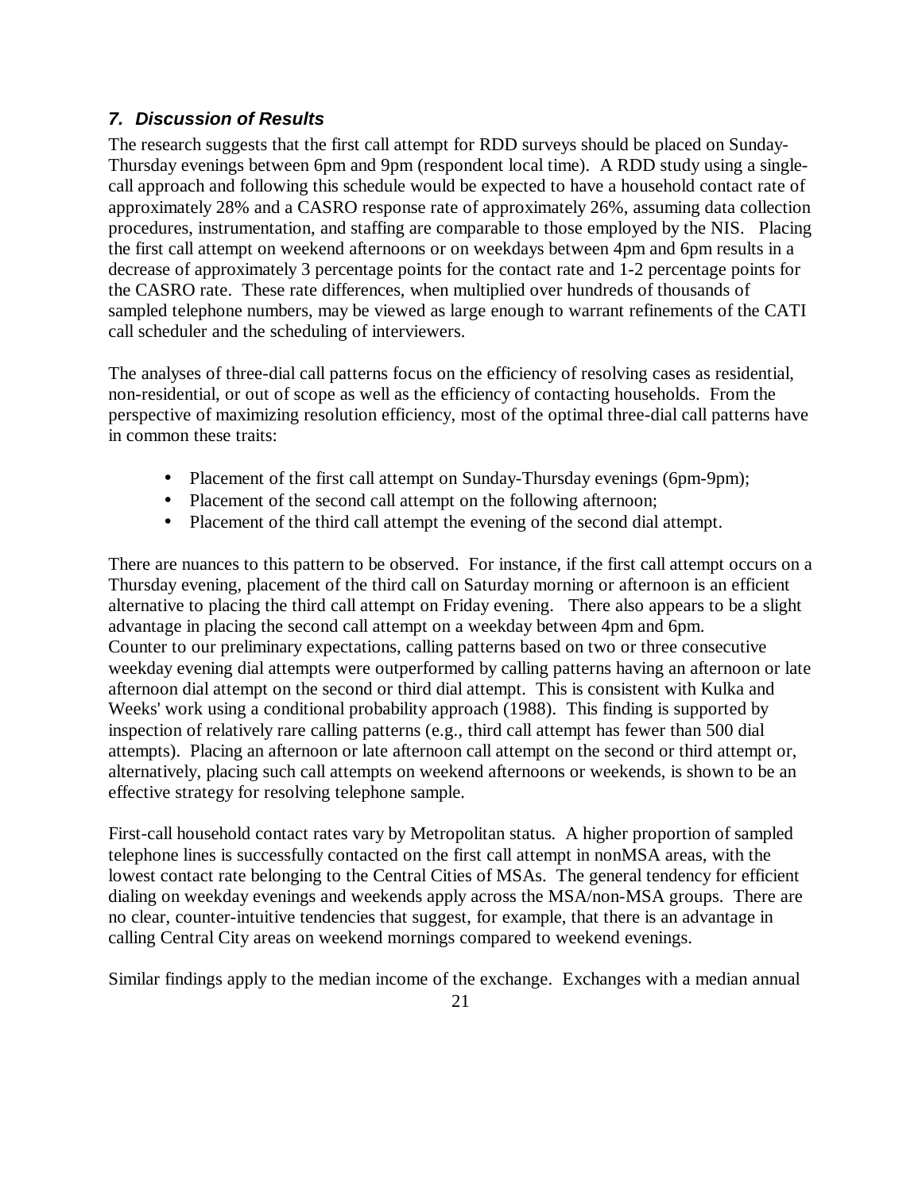### *7. Discussion of Results*

The research suggests that the first call attempt for RDD surveys should be placed on Sunday-Thursday evenings between 6pm and 9pm (respondent local time). A RDD study using a single-call approach and following this schedule would be expected to have a household contact rate of approximately 28% and a CASRO response rate of approximately 26%, assuming data collection procedures, instrumentation, and staffing are comparable to those employed by the NIS. Placing the first call attempt on weekend afternoons or on weekdays between 4pm and 6pm results in a decrease of approximately 3 percentage points for the contact rate and 1-2 percentage points for the CASRO rate. These rate differences, when multiplied over hundreds of thousands of sampled telephone numbers, may be viewed as large enough to warrant refinements of the CATI call scheduler and the scheduling of interviewers.

The analyses of three-dial call patterns focus on the efficiency of resolving cases as residential, non-residential, or out of scope as well as the efficiency of contacting households. From the perspective of maximizing resolution efficiency, most of the optimal three-dial call patterns have in common these traits:

- Placement of the first call attempt on Sunday-Thursday evenings (6pm-9pm);
- Placement of the second call attempt on the following afternoon;
- Placement of the third call attempt the evening of the second dial attempt.

There are nuances to this pattern to be observed. For instance, if the first call attempt occurs on a Thursday evening, placement of the third call on Saturday morning or afternoon is an efficient alternative to placing the third call attempt on Friday evening. There also appears to be a slight advantage in placing the second call attempt on a weekday between 4pm and 6pm.
Counter to our preliminary expectations, calling patterns based on two or three consecutive weekday evening dial attempts were outperformed by calling patterns having an afternoon or late afternoon dial attempt on the second or third dial attempt. This is consistent with Kulka and Weeks' work using a conditional probability approach (1988). This finding is supported by inspection of relatively rare calling patterns (e.g., third call attempt has fewer than 500 dial attempts). Placing an afternoon or late afternoon call attempt on the second or third attempt or, alternatively, placing such call attempts on weekend afternoons or weekends, is shown to be an effective strategy for resolving telephone sample.

First-call household contact rates vary by Metropolitan status. A higher proportion of sampled telephone lines is successfully contacted on the first call attempt in nonMSA areas, with the lowest contact rate belonging to the Central Cities of MSAs. The general tendency for efficient dialing on weekday evenings and weekends apply across the MSA/non-MSA groups. There are no clear, counter-intuitive tendencies that suggest, for example, that there is an advantage in calling Central City areas on weekend mornings compared to weekend evenings.

Similar findings apply to the median income of the exchange. Exchanges with a median annual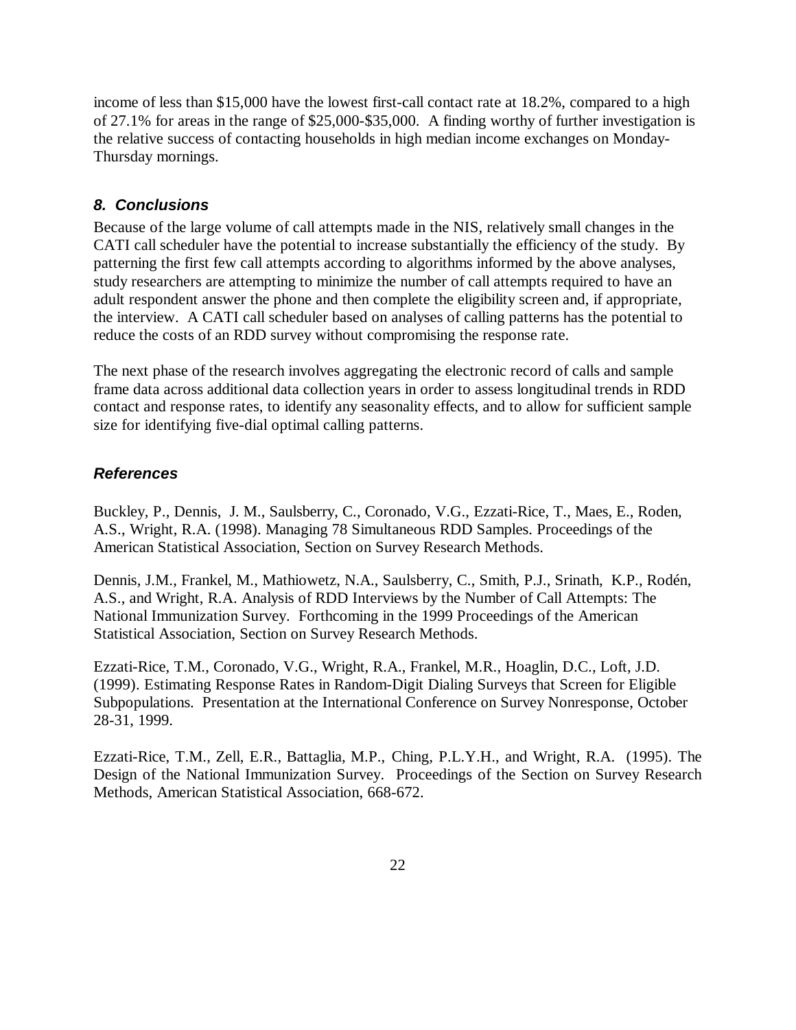income of less than $15,000 have the lowest first-call contact rate at 18.2%, compared to a high of 27.1% for areas in the range of $25,000-$35,000. A finding worthy of further investigation is the relative success of contacting households in high median income exchanges on Monday-Thursday mornings.

### *8. Conclusions*

Because of the large volume of call attempts made in the NIS, relatively small changes in the CATI call scheduler have the potential to increase substantially the efficiency of the study. By patterning the first few call attempts according to algorithms informed by the above analyses, study researchers are attempting to minimize the number of call attempts required to have an adult respondent answer the phone and then complete the eligibility screen and, if appropriate, the interview. A CATI call scheduler based on analyses of calling patterns has the potential to reduce the costs of an RDD survey without compromising the response rate.

The next phase of the research involves aggregating the electronic record of calls and sample frame data across additional data collection years in order to assess longitudinal trends in RDD contact and response rates, to identify any seasonality effects, and to allow for sufficient sample size for identifying five-dial optimal calling patterns.

### *References*

Buckley, P., Dennis, J. M., Saulsberry, C., Coronado, V.G., Ezzati-Rice, T., Maes, E., Roden, A.S., Wright, R.A. (1998). Managing 78 Simultaneous RDD Samples. Proceedings of the American Statistical Association, Section on Survey Research Methods.

Dennis, J.M., Frankel, M., Mathiowetz, N.A., Saulsberry, C., Smith, P.J., Srinath, K.P., Rodén, A.S., and Wright, R.A. Analysis of RDD Interviews by the Number of Call Attempts: The National Immunization Survey. Forthcoming in the 1999 Proceedings of the American Statistical Association, Section on Survey Research Methods.

Ezzati-Rice, T.M., Coronado, V.G., Wright, R.A., Frankel, M.R., Hoaglin, D.C., Loft, J.D. (1999). Estimating Response Rates in Random-Digit Dialing Surveys that Screen for Eligible Subpopulations. Presentation at the International Conference on Survey Nonresponse, October 28-31, 1999.

Ezzati-Rice, T.M., Zell, E.R., Battaglia, M.P., Ching, P.L.Y.H., and Wright, R.A. (1995). The Design of the National Immunization Survey. Proceedings of the Section on Survey Research Methods, American Statistical Association, 668-672.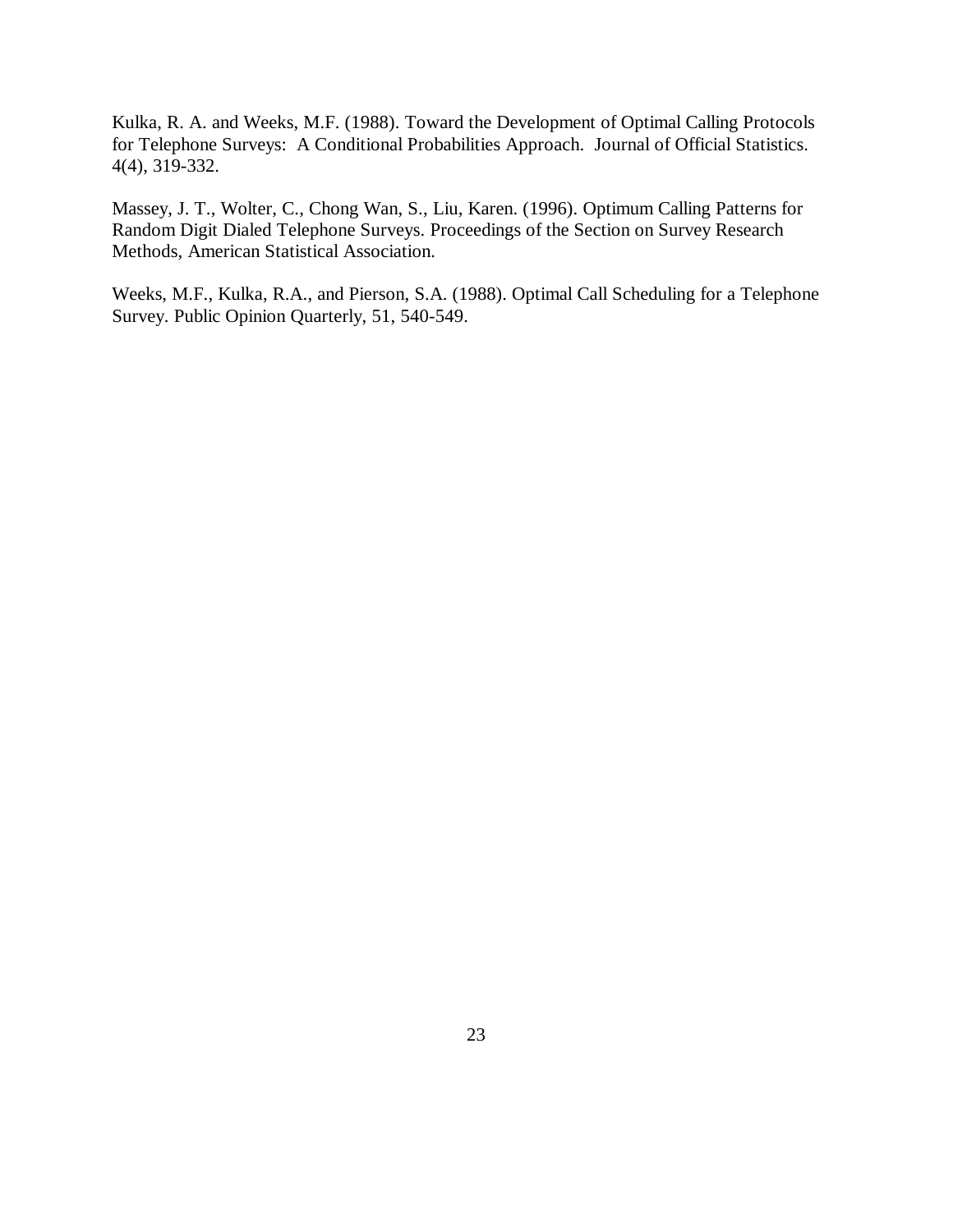Kulka, R. A. and Weeks, M.F. (1988). Toward the Development of Optimal Calling Protocols for Telephone Surveys: A Conditional Probabilities Approach. Journal of Official Statistics. 4(4), 319-332.

Massey, J. T., Wolter, C., Chong Wan, S., Liu, Karen. (1996). Optimum Calling Patterns for Random Digit Dialed Telephone Surveys. Proceedings of the Section on Survey Research Methods, American Statistical Association.

Weeks, M.F., Kulka, R.A., and Pierson, S.A. (1988). Optimal Call Scheduling for a Telephone Survey. Public Opinion Quarterly, 51, 540-549.